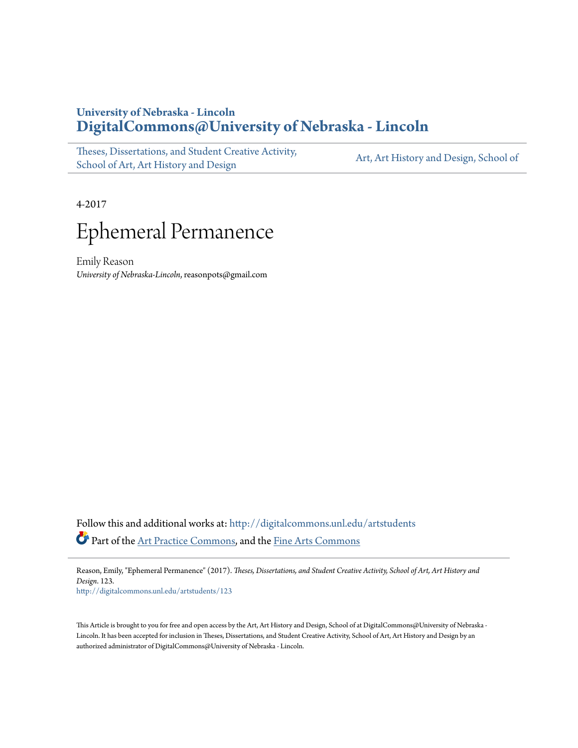**University of Nebraska - Lincoln**
**DigitalCommons@University of Nebraska - Lincoln**

Theses, Dissertations, and Student Creative Activity, School of Art, Art History and Design | Art, Art History and Design, School of

4-2017

# Ephemeral Permanence

Emily Reason
*University of Nebraska-Lincoln*, reasonpots@gmail.com

Follow this and additional works at: http://digitalcommons.unl.edu/artstudents

Part of the Art Practice Commons, and the Fine Arts Commons

Reason, Emily, "Ephemeral Permanence" (2017). *Theses, Dissertations, and Student Creative Activity, School of Art, Art History and Design*. 123.
http://digitalcommons.unl.edu/artstudents/123

This Article is brought to you for free and open access by the Art, Art History and Design, School of at DigitalCommons@University of Nebraska - Lincoln. It has been accepted for inclusion in Theses, Dissertations, and Student Creative Activity, School of Art, Art History and Design by an authorized administrator of DigitalCommons@University of Nebraska - Lincoln.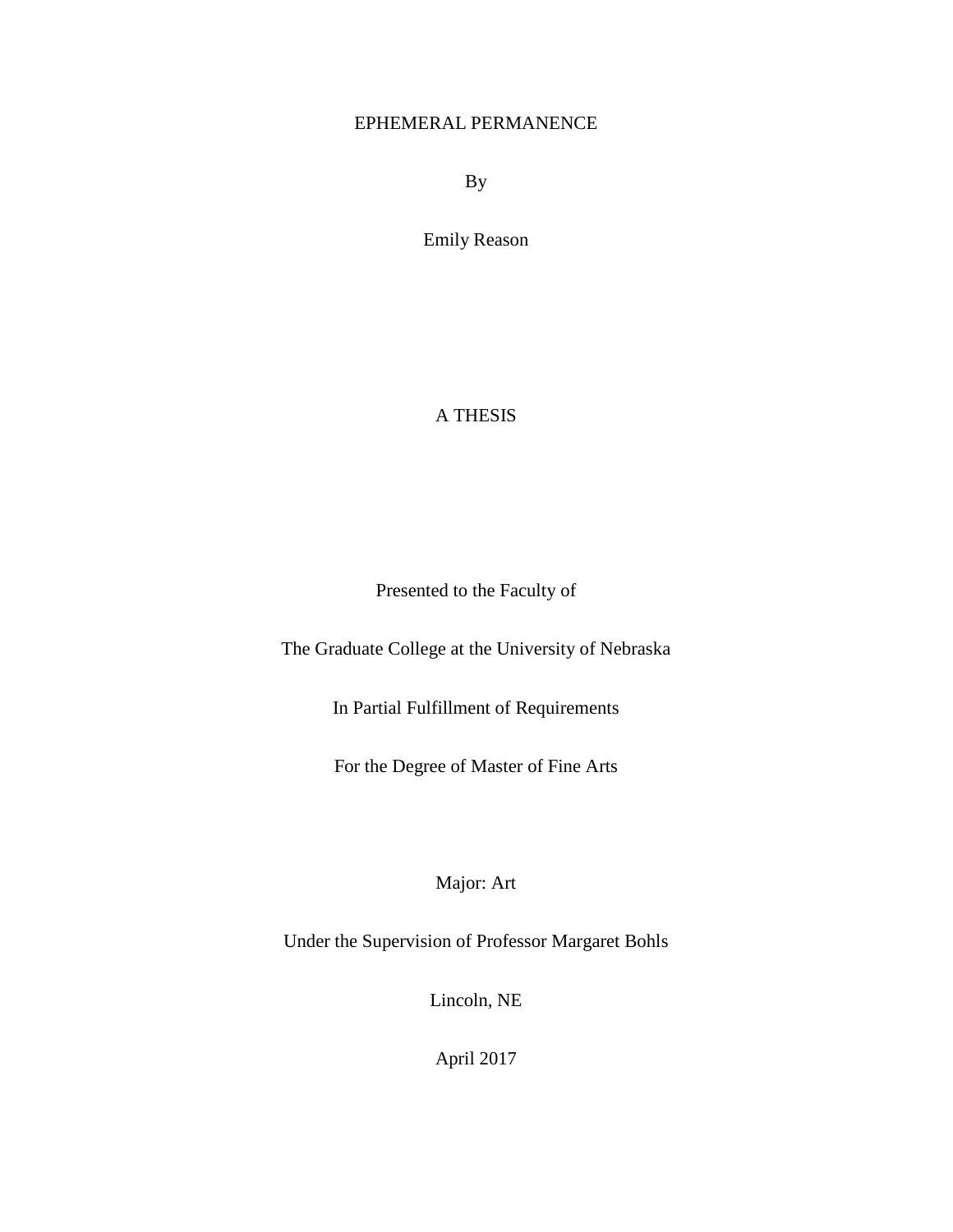# EPHEMERAL PERMANENCE

By

Emily Reason

A THESIS

Presented to the Faculty of

The Graduate College at the University of Nebraska

In Partial Fulfillment of Requirements

For the Degree of Master of Fine Arts

Major: Art

Under the Supervision of Professor Margaret Bohls

Lincoln, NE

April 2017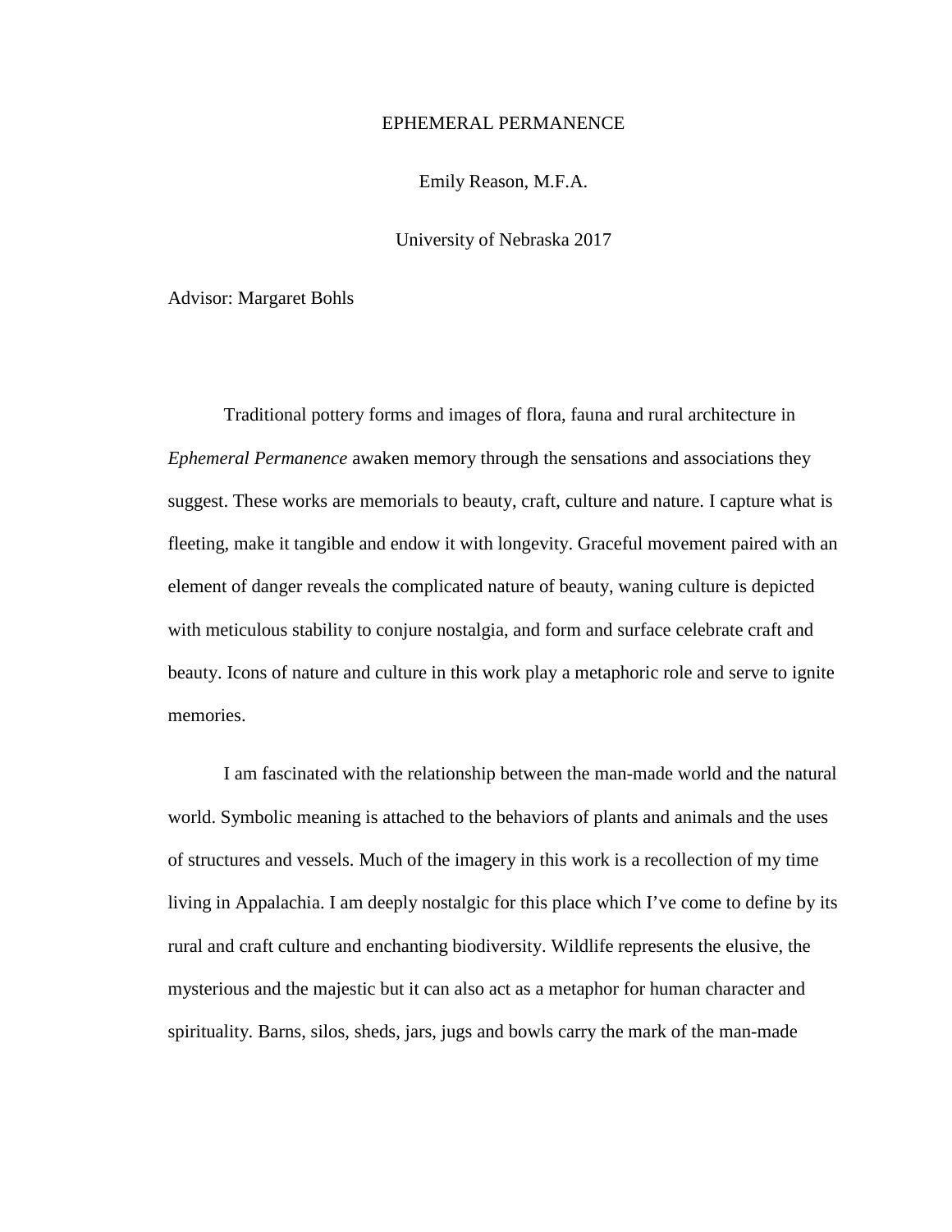EPHEMERAL PERMANENCE

Emily Reason, M.F.A.

University of Nebraska 2017

Advisor: Margaret Bohls

Traditional pottery forms and images of flora, fauna and rural architecture in *Ephemeral Permanence* awaken memory through the sensations and associations they suggest. These works are memorials to beauty, craft, culture and nature. I capture what is fleeting, make it tangible and endow it with longevity. Graceful movement paired with an element of danger reveals the complicated nature of beauty, waning culture is depicted with meticulous stability to conjure nostalgia, and form and surface celebrate craft and beauty. Icons of nature and culture in this work play a metaphoric role and serve to ignite memories.

I am fascinated with the relationship between the man-made world and the natural world. Symbolic meaning is attached to the behaviors of plants and animals and the uses of structures and vessels. Much of the imagery in this work is a recollection of my time living in Appalachia. I am deeply nostalgic for this place which I've come to define by its rural and craft culture and enchanting biodiversity. Wildlife represents the elusive, the mysterious and the majestic but it can also act as a metaphor for human character and spirituality. Barns, silos, sheds, jars, jugs and bowls carry the mark of the man-made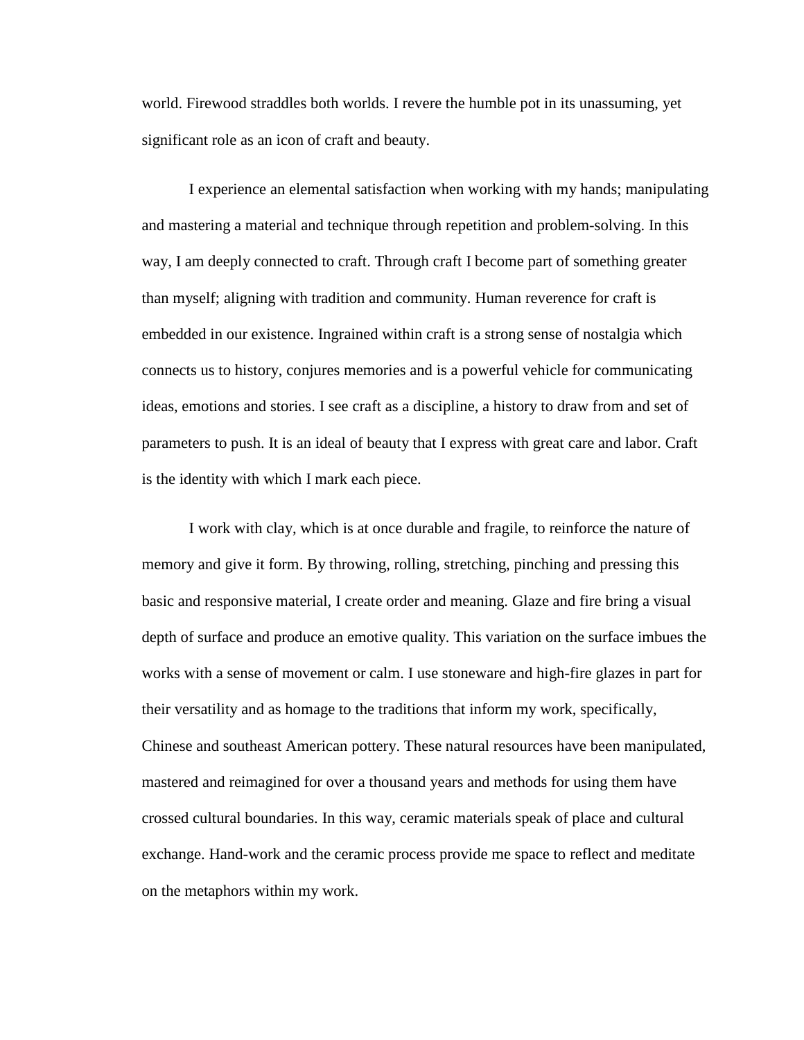world. Firewood straddles both worlds. I revere the humble pot in its unassuming, yet significant role as an icon of craft and beauty.

I experience an elemental satisfaction when working with my hands; manipulating and mastering a material and technique through repetition and problem-solving. In this way, I am deeply connected to craft. Through craft I become part of something greater than myself; aligning with tradition and community. Human reverence for craft is embedded in our existence. Ingrained within craft is a strong sense of nostalgia which connects us to history, conjures memories and is a powerful vehicle for communicating ideas, emotions and stories. I see craft as a discipline, a history to draw from and set of parameters to push. It is an ideal of beauty that I express with great care and labor. Craft is the identity with which I mark each piece.

I work with clay, which is at once durable and fragile, to reinforce the nature of memory and give it form. By throwing, rolling, stretching, pinching and pressing this basic and responsive material, I create order and meaning. Glaze and fire bring a visual depth of surface and produce an emotive quality. This variation on the surface imbues the works with a sense of movement or calm. I use stoneware and high-fire glazes in part for their versatility and as homage to the traditions that inform my work, specifically, Chinese and southeast American pottery. These natural resources have been manipulated, mastered and reimagined for over a thousand years and methods for using them have crossed cultural boundaries. In this way, ceramic materials speak of place and cultural exchange. Hand-work and the ceramic process provide me space to reflect and meditate on the metaphors within my work.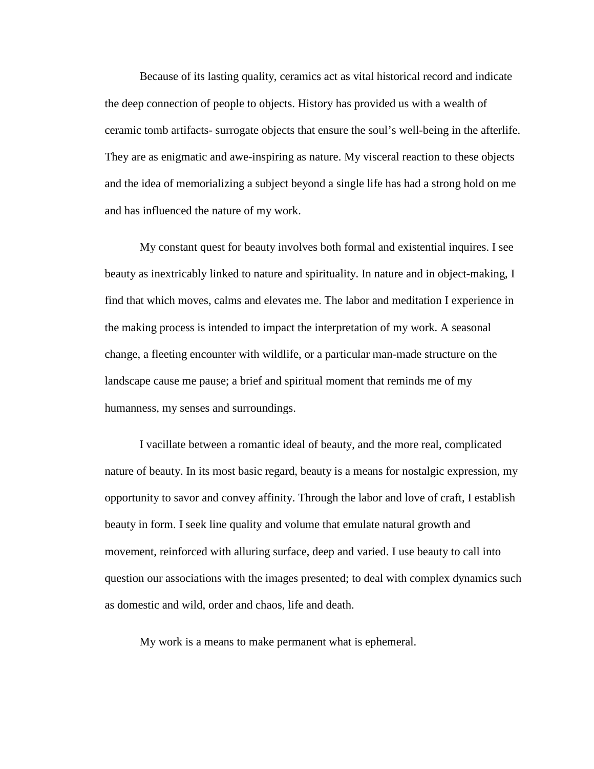Because of its lasting quality, ceramics act as vital historical record and indicate the deep connection of people to objects. History has provided us with a wealth of ceramic tomb artifacts- surrogate objects that ensure the soul's well-being in the afterlife. They are as enigmatic and awe-inspiring as nature. My visceral reaction to these objects and the idea of memorializing a subject beyond a single life has had a strong hold on me and has influenced the nature of my work.

My constant quest for beauty involves both formal and existential inquires. I see beauty as inextricably linked to nature and spirituality. In nature and in object-making, I find that which moves, calms and elevates me. The labor and meditation I experience in the making process is intended to impact the interpretation of my work. A seasonal change, a fleeting encounter with wildlife, or a particular man-made structure on the landscape cause me pause; a brief and spiritual moment that reminds me of my humanness, my senses and surroundings.

I vacillate between a romantic ideal of beauty, and the more real, complicated nature of beauty. In its most basic regard, beauty is a means for nostalgic expression, my opportunity to savor and convey affinity. Through the labor and love of craft, I establish beauty in form. I seek line quality and volume that emulate natural growth and movement, reinforced with alluring surface, deep and varied. I use beauty to call into question our associations with the images presented; to deal with complex dynamics such as domestic and wild, order and chaos, life and death.

My work is a means to make permanent what is ephemeral.